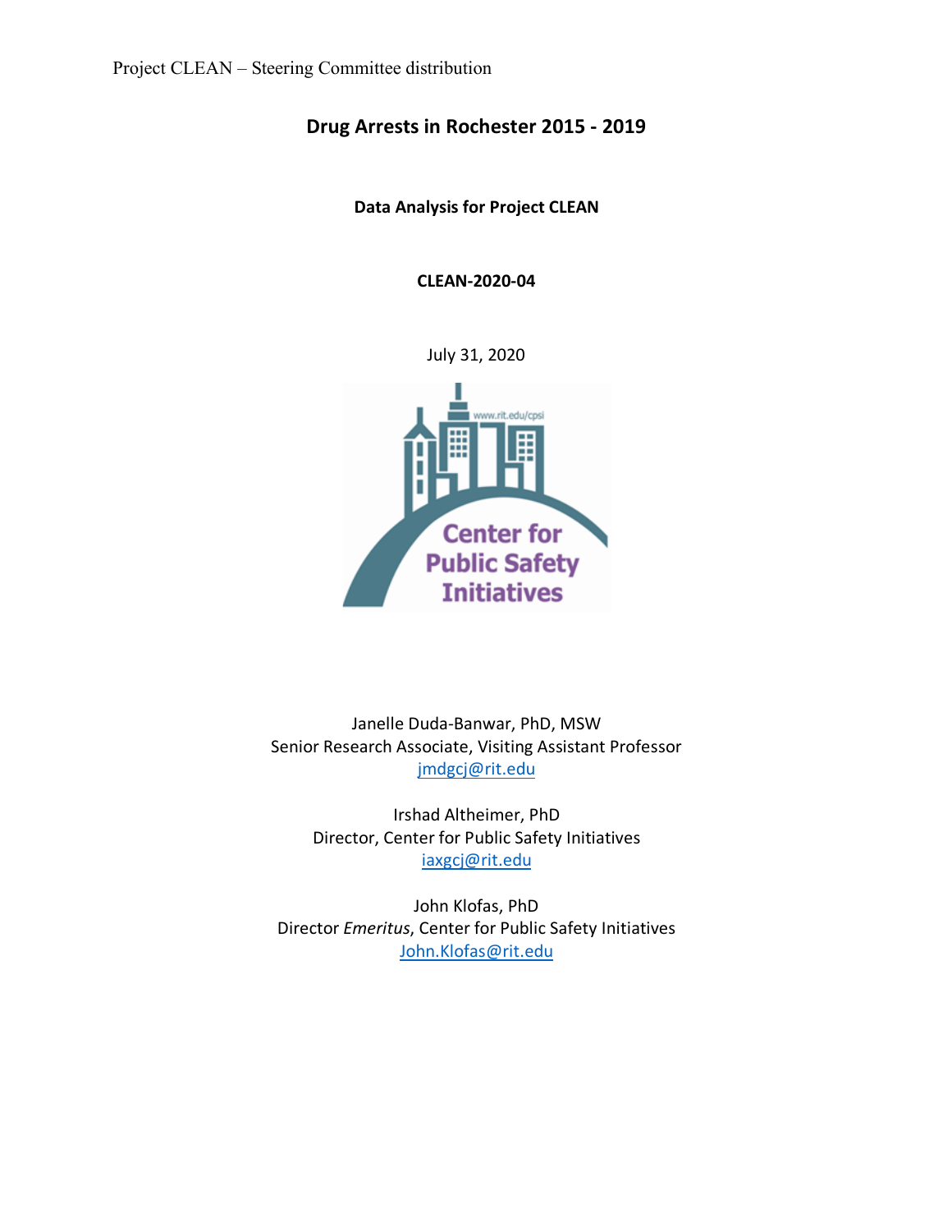Project CLEAN – Steering Committee distribution

# Drug Arrests in Rochester 2015 - 2019

**Data Analysis for Project CLEAN**

**CLEAN-2020-04**

July 31, 2020

Janelle Duda-Banwar, PhD, MSW
Senior Research Associate, Visiting Assistant Professor
jmdgcj@rit.edu

Irshad Altheimer, PhD
Director, Center for Public Safety Initiatives
iaxgcj@rit.edu

John Klofas, PhD
Director *Emeritus*, Center for Public Safety Initiatives
John.Klofas@rit.edu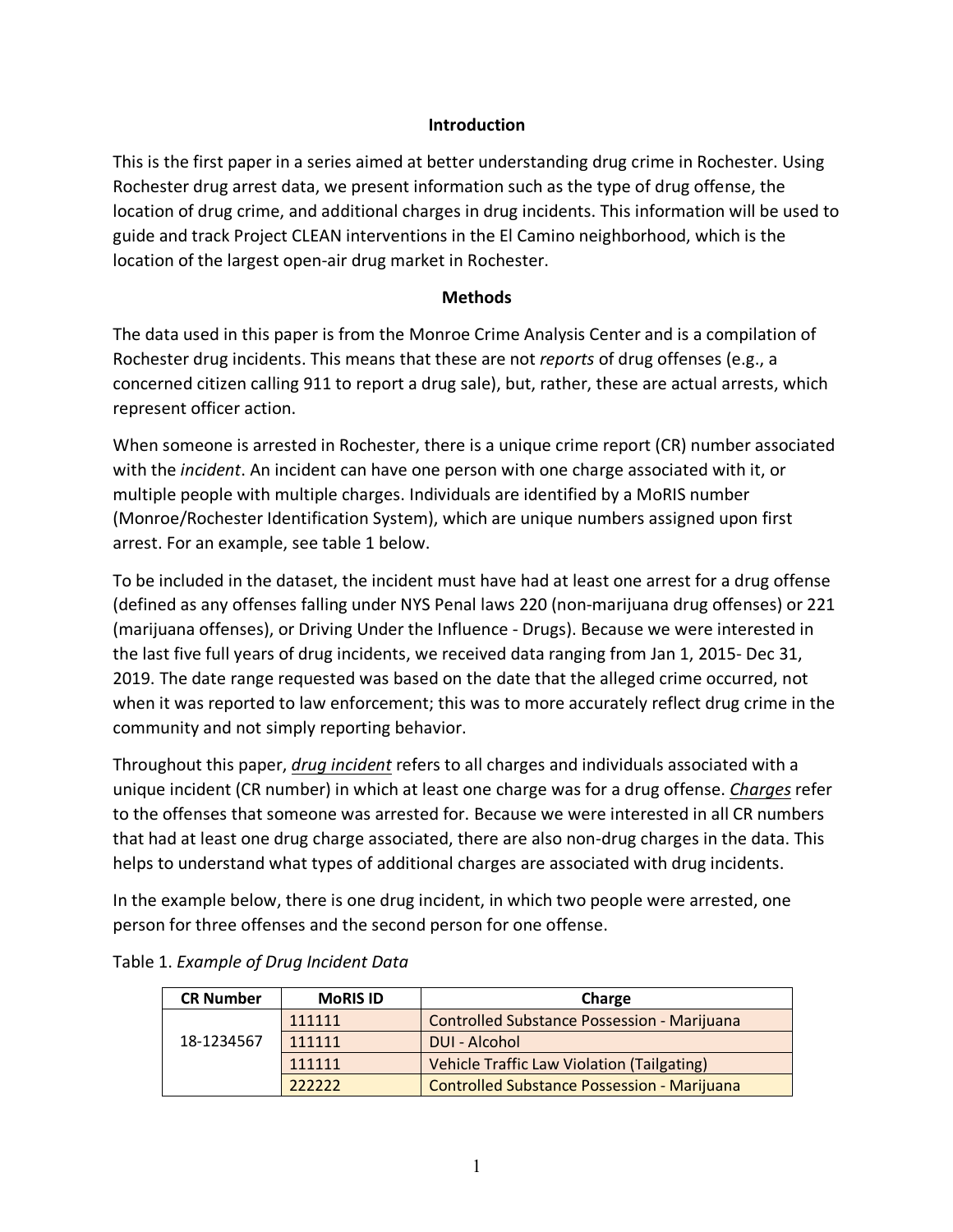## Introduction

This is the first paper in a series aimed at better understanding drug crime in Rochester. Using Rochester drug arrest data, we present information such as the type of drug offense, the location of drug crime, and additional charges in drug incidents. This information will be used to guide and track Project CLEAN interventions in the El Camino neighborhood, which is the location of the largest open-air drug market in Rochester.

## Methods

The data used in this paper is from the Monroe Crime Analysis Center and is a compilation of Rochester drug incidents. This means that these are not *reports* of drug offenses (e.g., a concerned citizen calling 911 to report a drug sale), but, rather, these are actual arrests, which represent officer action.

When someone is arrested in Rochester, there is a unique crime report (CR) number associated with the *incident*. An incident can have one person with one charge associated with it, or multiple people with multiple charges. Individuals are identified by a MoRIS number (Monroe/Rochester Identification System), which are unique numbers assigned upon first arrest. For an example, see table 1 below.

To be included in the dataset, the incident must have had at least one arrest for a drug offense (defined as any offenses falling under NYS Penal laws 220 (non-marijuana drug offenses) or 221 (marijuana offenses), or Driving Under the Influence - Drugs). Because we were interested in the last five full years of drug incidents, we received data ranging from Jan 1, 2015- Dec 31, 2019. The date range requested was based on the date that the alleged crime occurred, not when it was reported to law enforcement; this was to more accurately reflect drug crime in the community and not simply reporting behavior.

Throughout this paper, ***drug incident*** refers to all charges and individuals associated with a unique incident (CR number) in which at least one charge was for a drug offense. ***Charges*** refer to the offenses that someone was arrested for. Because we were interested in all CR numbers that had at least one drug charge associated, there are also non-drug charges in the data. This helps to understand what types of additional charges are associated with drug incidents.

In the example below, there is one drug incident, in which two people were arrested, one person for three offenses and the second person for one offense.

Table 1. *Example of Drug Incident Data*

| CR Number | MoRIS ID | Charge |
|---|---|---|
| 18-1234567 | 111111 | Controlled Substance Possession - Marijuana |
| | 111111 | DUI - Alcohol |
| | 111111 | Vehicle Traffic Law Violation (Tailgating) |
| | 222222 | Controlled Substance Possession - Marijuana |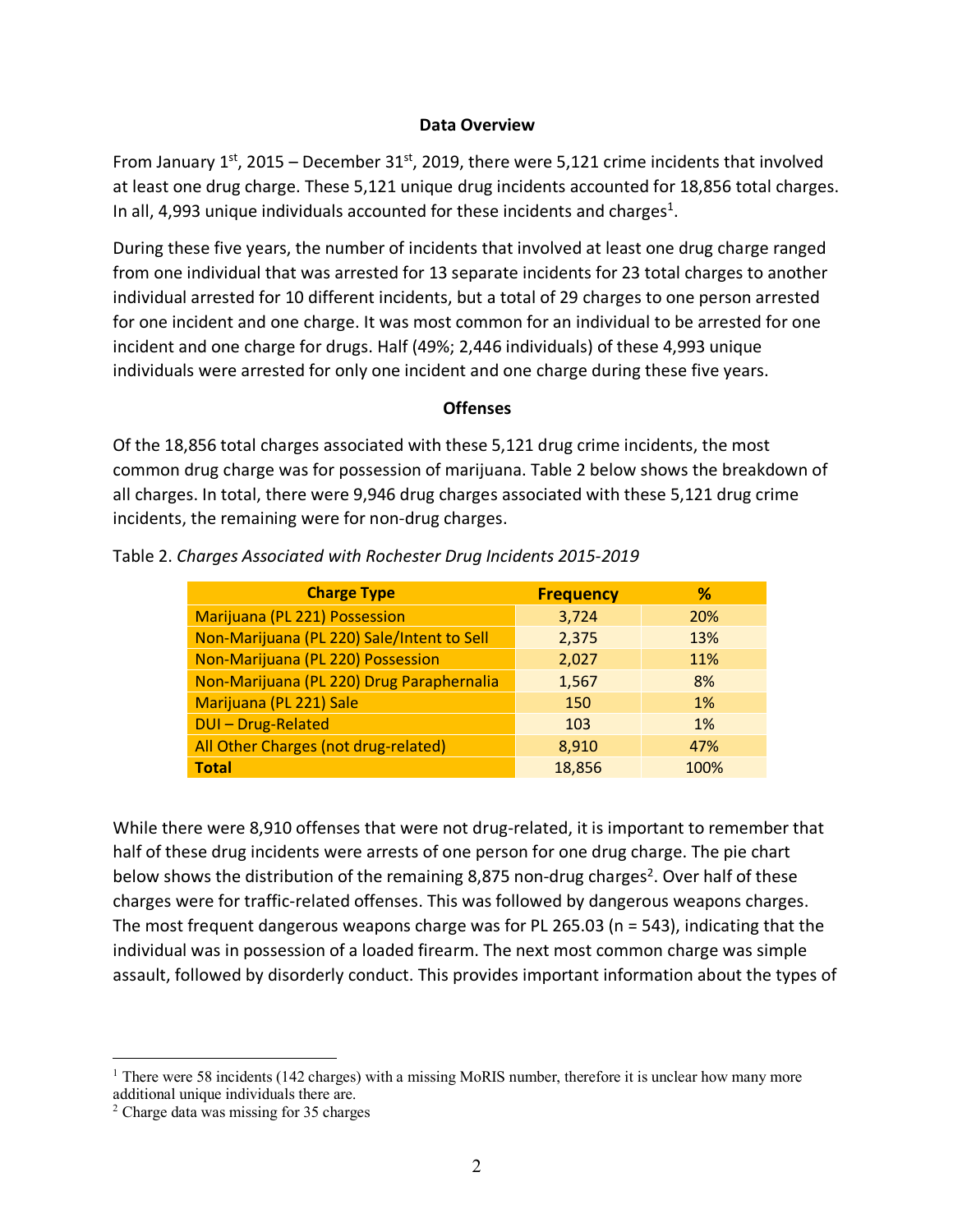## Data Overview

From January 1st, 2015 – December 31st, 2019, there were 5,121 crime incidents that involved at least one drug charge. These 5,121 unique drug incidents accounted for 18,856 total charges. In all, 4,993 unique individuals accounted for these incidents and charges[1].

During these five years, the number of incidents that involved at least one drug charge ranged from one individual that was arrested for 13 separate incidents for 23 total charges to another individual arrested for 10 different incidents, but a total of 29 charges to one person arrested for one incident and one charge. It was most common for an individual to be arrested for one incident and one charge for drugs. Half (49%; 2,446 individuals) of these 4,993 unique individuals were arrested for only one incident and one charge during these five years.

## Offenses

Of the 18,856 total charges associated with these 5,121 drug crime incidents, the most common drug charge was for possession of marijuana. Table 2 below shows the breakdown of all charges. In total, there were 9,946 drug charges associated with these 5,121 drug crime incidents, the remaining were for non-drug charges.

Table 2. *Charges Associated with Rochester Drug Incidents 2015-2019*

| Charge Type | Frequency | % |
|---|---|---|
| Marijuana (PL 221) Possession | 3,724 | 20% |
| Non-Marijuana (PL 220) Sale/Intent to Sell | 2,375 | 13% |
| Non-Marijuana (PL 220) Possession | 2,027 | 11% |
| Non-Marijuana (PL 220) Drug Paraphernalia | 1,567 | 8% |
| Marijuana (PL 221) Sale | 150 | 1% |
| DUI – Drug-Related | 103 | 1% |
| All Other Charges (not drug-related) | 8,910 | 47% |
| **Total** | 18,856 | 100% |

While there were 8,910 offenses that were not drug-related, it is important to remember that half of these drug incidents were arrests of one person for one drug charge. The pie chart below shows the distribution of the remaining 8,875 non-drug charges[2]. Over half of these charges were for traffic-related offenses. This was followed by dangerous weapons charges. The most frequent dangerous weapons charge was for PL 265.03 (n = 543), indicating that the individual was in possession of a loaded firearm. The next most common charge was simple assault, followed by disorderly conduct. This provides important information about the types of

[1] There were 58 incidents (142 charges) with a missing MoRIS number, therefore it is unclear how many more additional unique individuals there are.

[2] Charge data was missing for 35 charges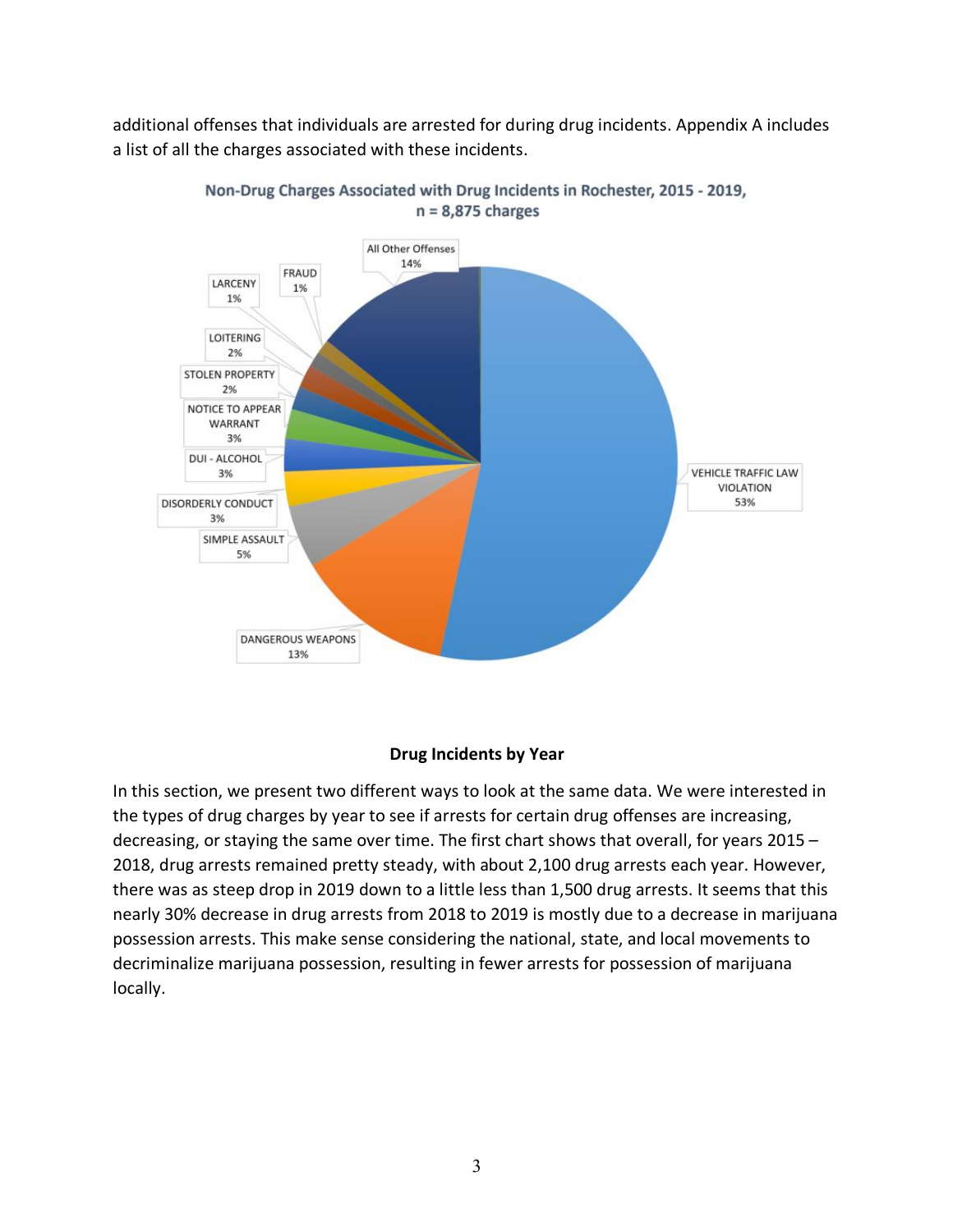additional offenses that individuals are arrested for during drug incidents. Appendix A includes a list of all the charges associated with these incidents.

**Non-Drug Charges Associated with Drug Incidents in Rochester, 2015 - 2019, n = 8,875 charges**

| Charge | Percent |
|---|---|
| VEHICLE TRAFFIC LAW VIOLATION | 53% |
| DANGEROUS WEAPONS | 13% |
| SIMPLE ASSAULT | 5% |
| DISORDERLY CONDUCT | 3% |
| DUI - ALCOHOL | 3% |
| NOTICE TO APPEAR WARRANT | 3% |
| STOLEN PROPERTY | 2% |
| LOITERING | 2% |
| LARCENY | 1% |
| FRAUD | 1% |
| All Other Offenses | 14% |

**Drug Incidents by Year**

In this section, we present two different ways to look at the same data. We were interested in the types of drug charges by year to see if arrests for certain drug offenses are increasing, decreasing, or staying the same over time. The first chart shows that overall, for years 2015 – 2018, drug arrests remained pretty steady, with about 2,100 drug arrests each year. However, there was as steep drop in 2019 down to a little less than 1,500 drug arrests. It seems that this nearly 30% decrease in drug arrests from 2018 to 2019 is mostly due to a decrease in marijuana possession arrests. This make sense considering the national, state, and local movements to decriminalize marijuana possession, resulting in fewer arrests for possession of marijuana locally.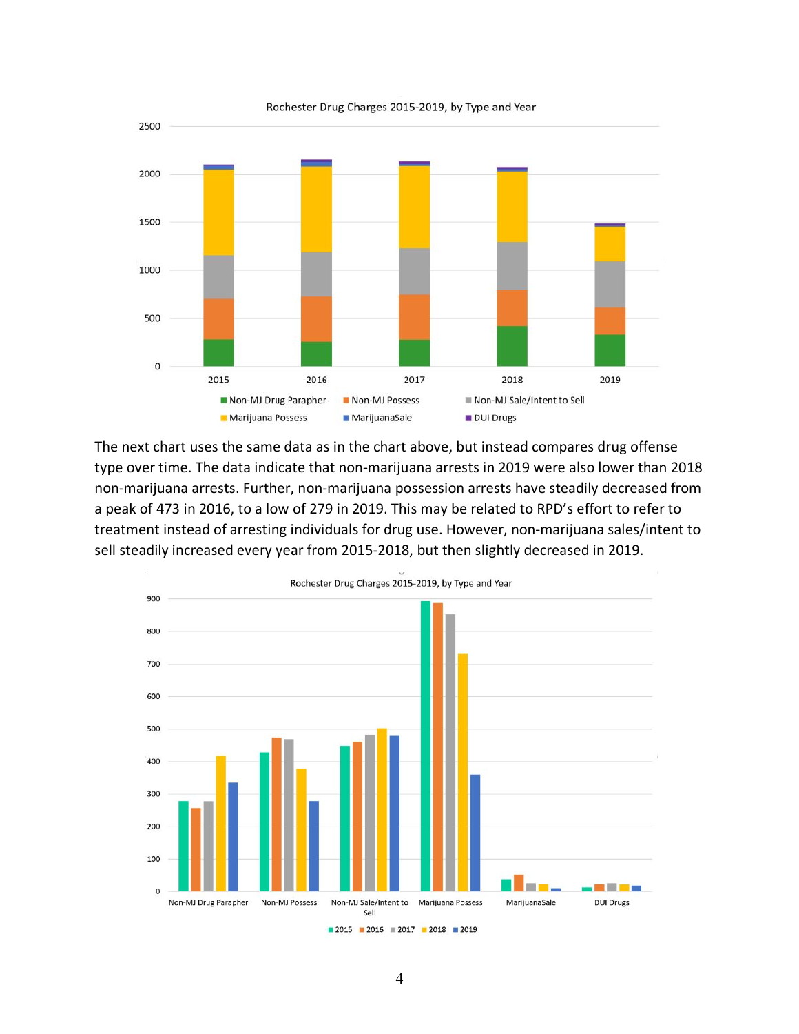The next chart uses the same data as in the chart above, but instead compares drug offense type over time. The data indicate that non-marijuana arrests in 2019 were also lower than 2018 non-marijuana arrests. Further, non-marijuana possession arrests have steadily decreased from a peak of 473 in 2016, to a low of 279 in 2019. This may be related to RPD's effort to refer to treatment instead of arresting individuals for drug use. However, non-marijuana sales/intent to sell steadily increased every year from 2015-2018, but then slightly decreased in 2019.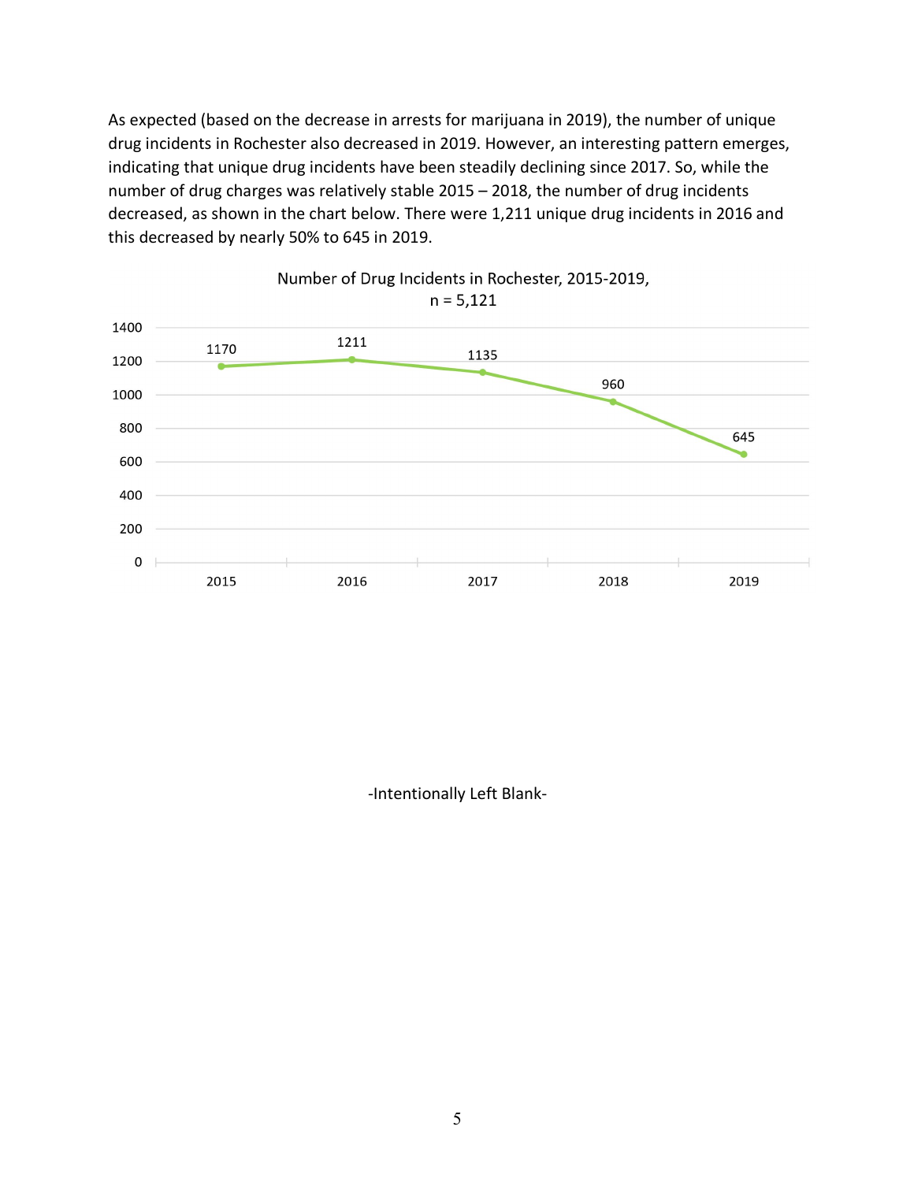As expected (based on the decrease in arrests for marijuana in 2019), the number of unique drug incidents in Rochester also decreased in 2019. However, an interesting pattern emerges, indicating that unique drug incidents have been steadily declining since 2017. So, while the number of drug charges was relatively stable 2015 – 2018, the number of drug incidents decreased, as shown in the chart below. There were 1,211 unique drug incidents in 2016 and this decreased by nearly 50% to 645 in 2019.

Number of Drug Incidents in Rochester, 2015-2019, n = 5,121

| Year | Number of Drug Incidents |
|---|---|
| 2015 | 1170 |
| 2016 | 1211 |
| 2017 | 1135 |
| 2018 | 960 |
| 2019 | 645 |

-Intentionally Left Blank-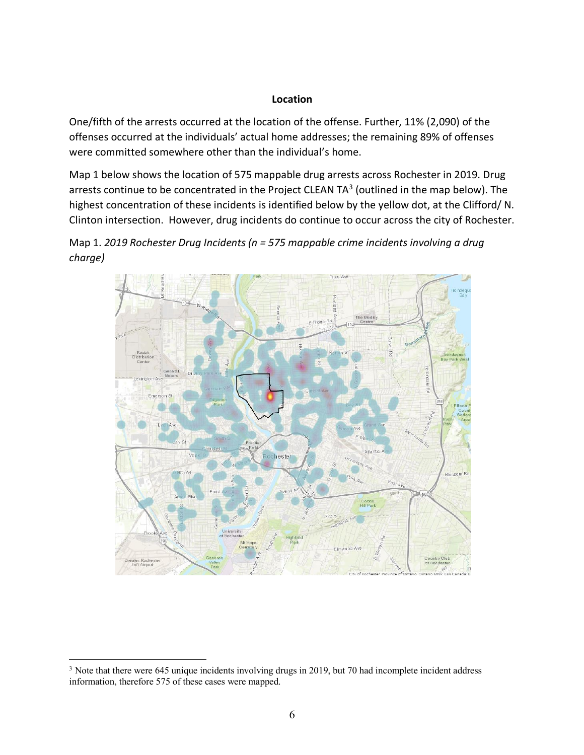**Location**

One/fifth of the arrests occurred at the location of the offense. Further, 11% (2,090) of the offenses occurred at the individuals' actual home addresses; the remaining 89% of offenses were committed somewhere other than the individual's home.

Map 1 below shows the location of 575 mappable drug arrests across Rochester in 2019. Drug arrests continue to be concentrated in the Project CLEAN TA[3] (outlined in the map below). The highest concentration of these incidents is identified below by the yellow dot, at the Clifford/ N. Clinton intersection. However, drug incidents do continue to occur across the city of Rochester.

Map 1. *2019 Rochester Drug Incidents (n = 575 mappable crime incidents involving a drug charge)*

[3] Note that there were 645 unique incidents involving drugs in 2019, but 70 had incomplete incident address information, therefore 575 of these cases were mapped.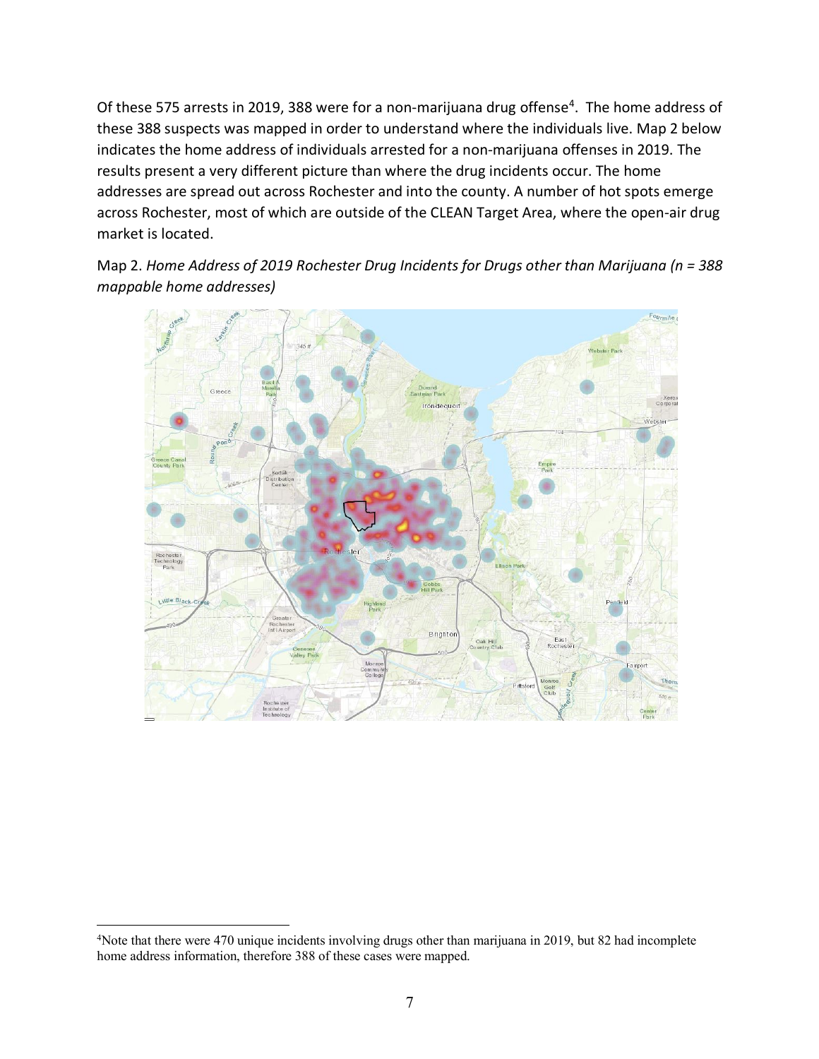Of these 575 arrests in 2019, 388 were for a non-marijuana drug offense[4]. The home address of these 388 suspects was mapped in order to understand where the individuals live. Map 2 below indicates the home address of individuals arrested for a non-marijuana offenses in 2019. The results present a very different picture than where the drug incidents occur. The home addresses are spread out across Rochester and into the county. A number of hot spots emerge across Rochester, most of which are outside of the CLEAN Target Area, where the open-air drug market is located.

Map 2. *Home Address of 2019 Rochester Drug Incidents for Drugs other than Marijuana (n = 388 mappable home addresses)*

[4]Note that there were 470 unique incidents involving drugs other than marijuana in 2019, but 82 had incomplete home address information, therefore 388 of these cases were mapped.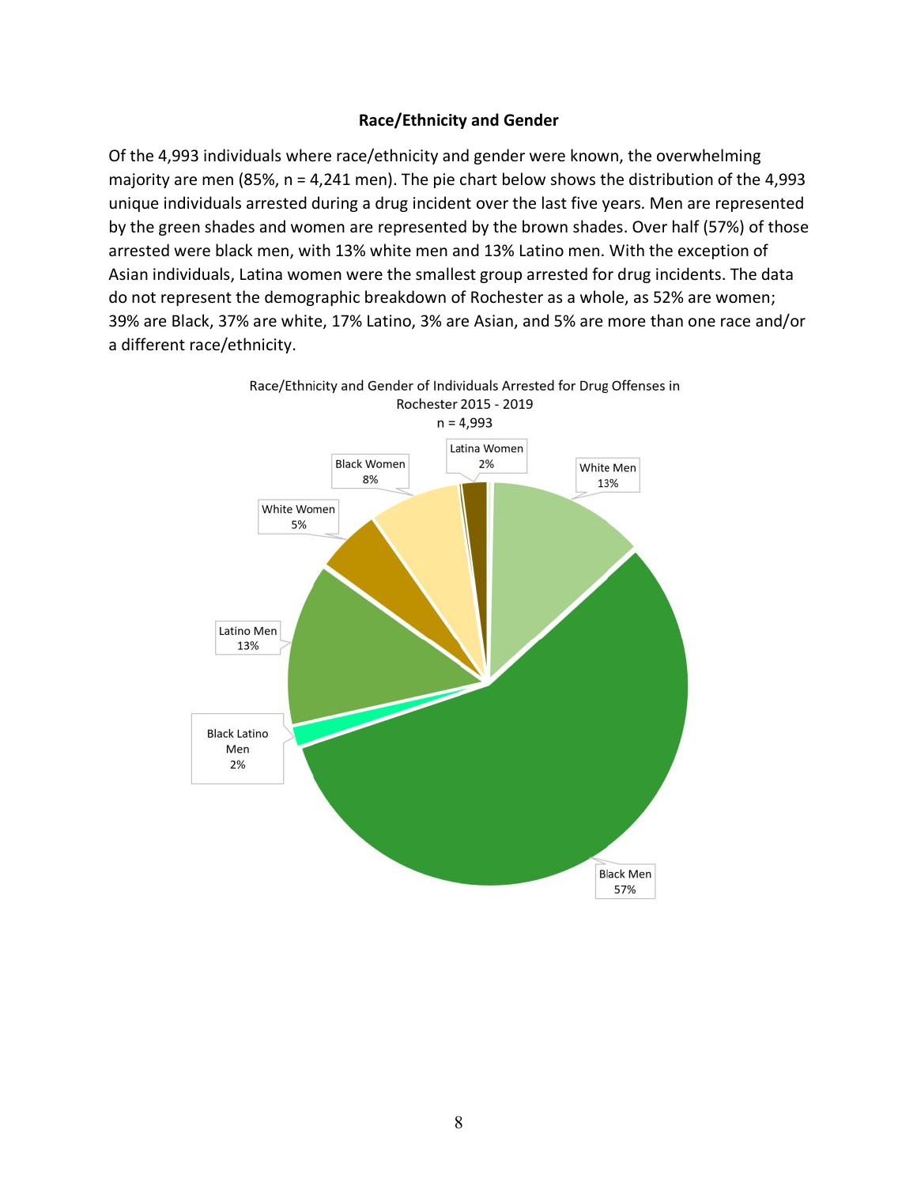**Race/Ethnicity and Gender**

Of the 4,993 individuals where race/ethnicity and gender were known, the overwhelming majority are men (85%, n = 4,241 men). The pie chart below shows the distribution of the 4,993 unique individuals arrested during a drug incident over the last five years. Men are represented by the green shades and women are represented by the brown shades. Over half (57%) of those arrested were black men, with 13% white men and 13% Latino men. With the exception of Asian individuals, Latina women were the smallest group arrested for drug incidents. The data do not represent the demographic breakdown of Rochester as a whole, as 52% are women; 39% are Black, 37% are white, 17% Latino, 3% are Asian, and 5% are more than one race and/or a different race/ethnicity.

Race/Ethnicity and Gender of Individuals Arrested for Drug Offenses in Rochester 2015 - 2019
n = 4,993

| Group | Percent |
|---|---|
| Black Men | 57% |
| White Men | 13% |
| Latino Men | 13% |
| Black Latino Men | 2% |
| Black Women | 8% |
| White Women | 5% |
| Latina Women | 2% |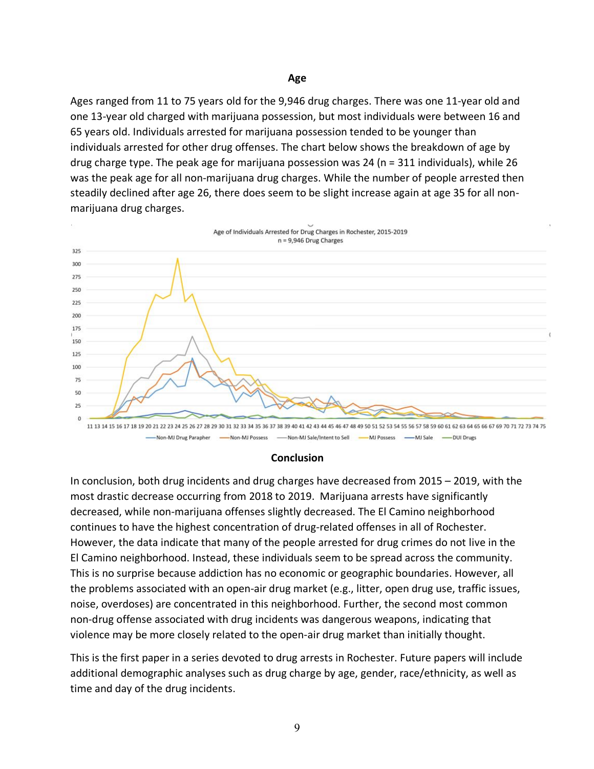## Age

Ages ranged from 11 to 75 years old for the 9,946 drug charges. There was one 11-year old and one 13-year old charged with marijuana possession, but most individuals were between 16 and 65 years old. Individuals arrested for marijuana possession tended to be younger than individuals arrested for other drug offenses. The chart below shows the breakdown of age by drug charge type. The peak age for marijuana possession was 24 (n = 311 individuals), while 26 was the peak age for all non-marijuana drug charges. While the number of people arrested then steadily declined after age 26, there does seem to be slight increase again at age 35 for all non-marijuana drug charges.

## Conclusion

In conclusion, both drug incidents and drug charges have decreased from 2015 – 2019, with the most drastic decrease occurring from 2018 to 2019. Marijuana arrests have significantly decreased, while non-marijuana offenses slightly decreased. The El Camino neighborhood continues to have the highest concentration of drug-related offenses in all of Rochester. However, the data indicate that many of the people arrested for drug crimes do not live in the El Camino neighborhood. Instead, these individuals seem to be spread across the community. This is no surprise because addiction has no economic or geographic boundaries. However, all the problems associated with an open-air drug market (e.g., litter, open drug use, traffic issues, noise, overdoses) are concentrated in this neighborhood. Further, the second most common non-drug offense associated with drug incidents was dangerous weapons, indicating that violence may be more closely related to the open-air drug market than initially thought.

This is the first paper in a series devoted to drug arrests in Rochester. Future papers will include additional demographic analyses such as drug charge by age, gender, race/ethnicity, as well as time and day of the drug incidents.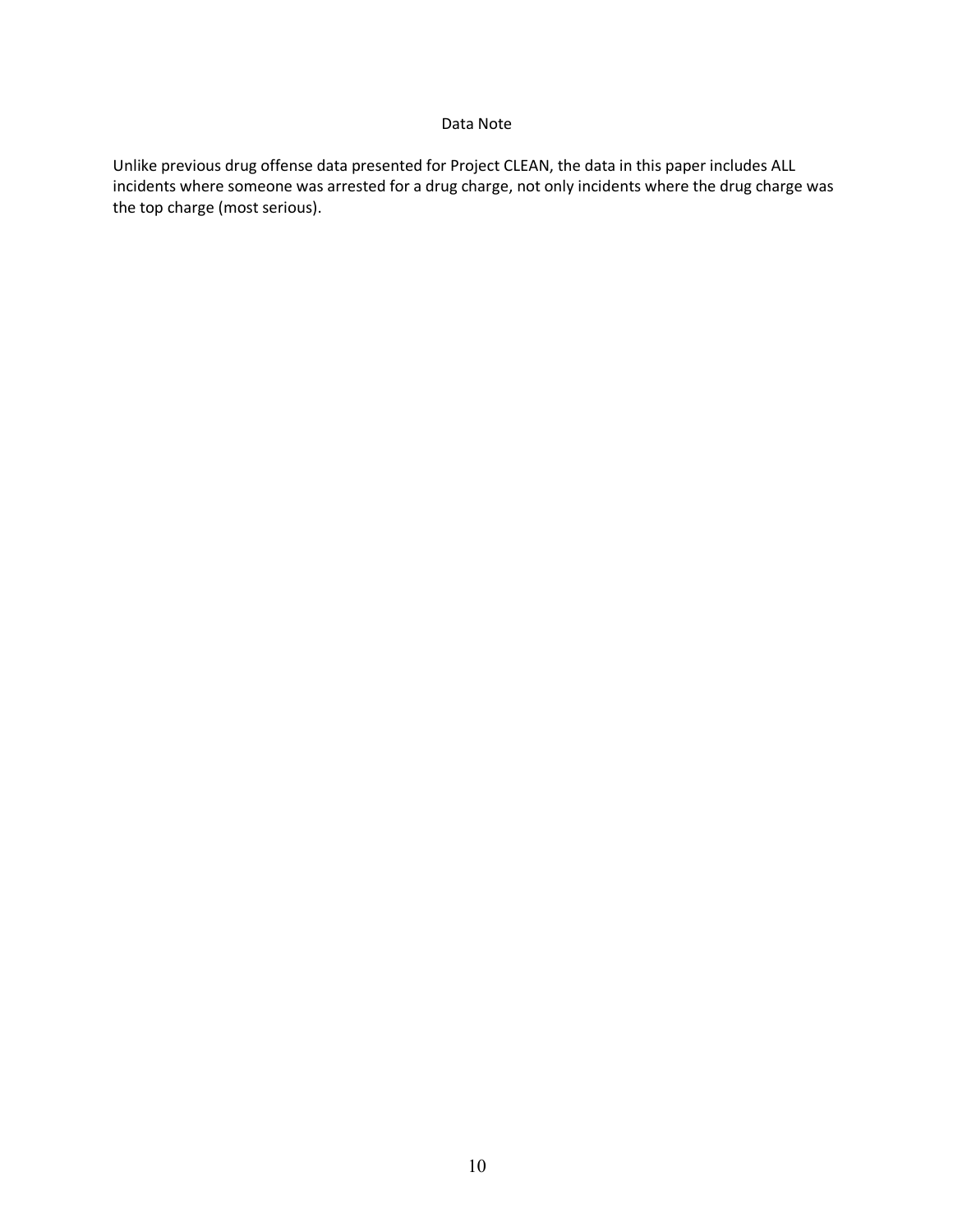## Data Note

Unlike previous drug offense data presented for Project CLEAN, the data in this paper includes ALL incidents where someone was arrested for a drug charge, not only incidents where the drug charge was the top charge (most serious).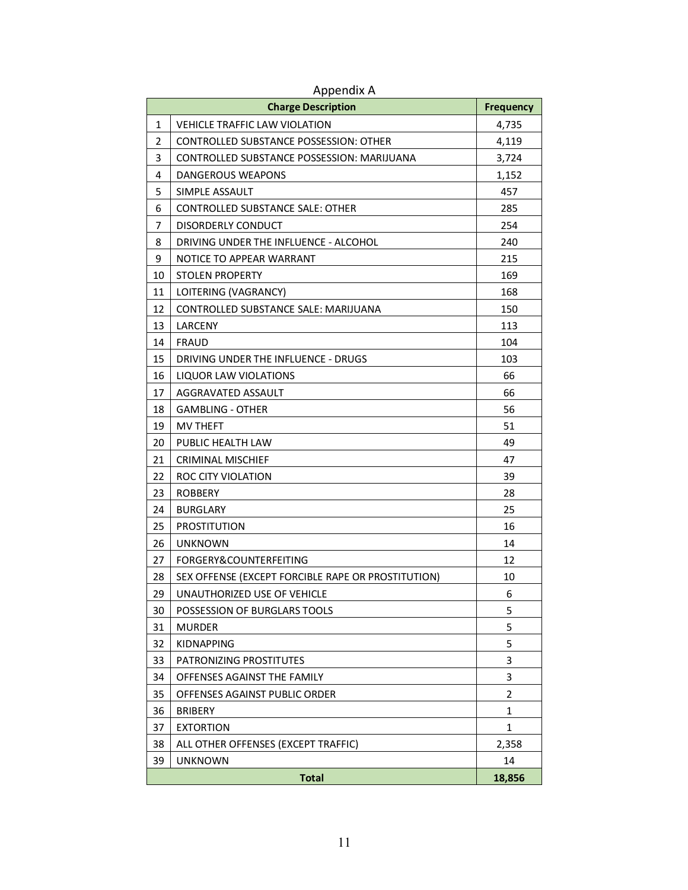## Appendix A

| | Charge Description | Frequency |
|---|---|---|
| 1 | VEHICLE TRAFFIC LAW VIOLATION | 4,735 |
| 2 | CONTROLLED SUBSTANCE POSSESSION: OTHER | 4,119 |
| 3 | CONTROLLED SUBSTANCE POSSESSION: MARIJUANA | 3,724 |
| 4 | DANGEROUS WEAPONS | 1,152 |
| 5 | SIMPLE ASSAULT | 457 |
| 6 | CONTROLLED SUBSTANCE SALE: OTHER | 285 |
| 7 | DISORDERLY CONDUCT | 254 |
| 8 | DRIVING UNDER THE INFLUENCE - ALCOHOL | 240 |
| 9 | NOTICE TO APPEAR WARRANT | 215 |
| 10 | STOLEN PROPERTY | 169 |
| 11 | LOITERING (VAGRANCY) | 168 |
| 12 | CONTROLLED SUBSTANCE SALE: MARIJUANA | 150 |
| 13 | LARCENY | 113 |
| 14 | FRAUD | 104 |
| 15 | DRIVING UNDER THE INFLUENCE - DRUGS | 103 |
| 16 | LIQUOR LAW VIOLATIONS | 66 |
| 17 | AGGRAVATED ASSAULT | 66 |
| 18 | GAMBLING - OTHER | 56 |
| 19 | MV THEFT | 51 |
| 20 | PUBLIC HEALTH LAW | 49 |
| 21 | CRIMINAL MISCHIEF | 47 |
| 22 | ROC CITY VIOLATION | 39 |
| 23 | ROBBERY | 28 |
| 24 | BURGLARY | 25 |
| 25 | PROSTITUTION | 16 |
| 26 | UNKNOWN | 14 |
| 27 | FORGERY&COUNTERFEITING | 12 |
| 28 | SEX OFFENSE (EXCEPT FORCIBLE RAPE OR PROSTITUTION) | 10 |
| 29 | UNAUTHORIZED USE OF VEHICLE | 6 |
| 30 | POSSESSION OF BURGLARS TOOLS | 5 |
| 31 | MURDER | 5 |
| 32 | KIDNAPPING | 5 |
| 33 | PATRONIZING PROSTITUTES | 3 |
| 34 | OFFENSES AGAINST THE FAMILY | 3 |
| 35 | OFFENSES AGAINST PUBLIC ORDER | 2 |
| 36 | BRIBERY | 1 |
| 37 | EXTORTION | 1 |
| 38 | ALL OTHER OFFENSES (EXCEPT TRAFFIC) | 2,358 |
| 39 | UNKNOWN | 14 |
| | **Total** | **18,856** |